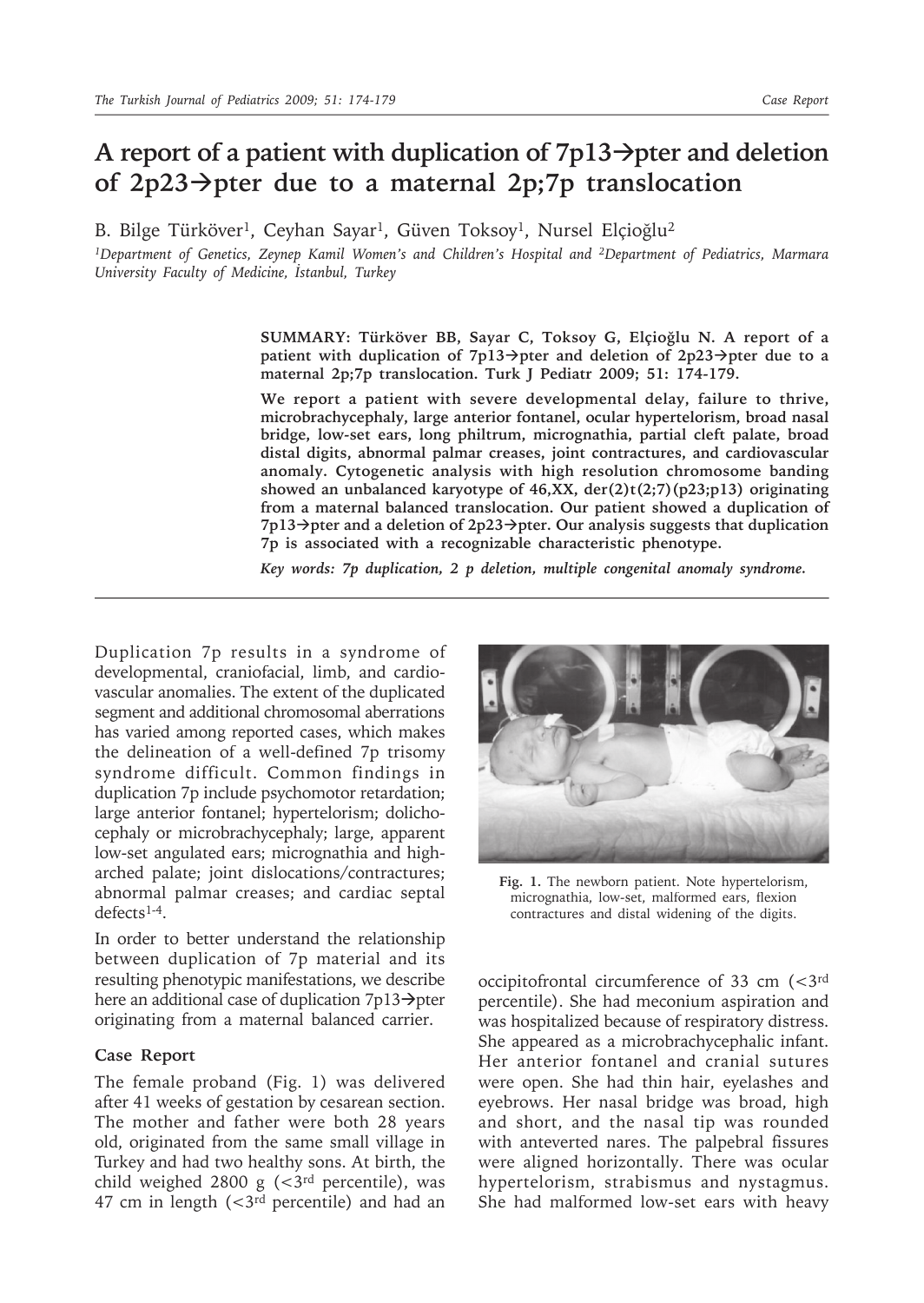# A report of a patient with duplication of 7p13→pter and deletion of 2p23→pter due to a maternal 2p;7p translocation

B. Bilge Türköver[1], Ceyhan Sayar[1], Güven Toksoy[1], Nursel Elçioğlu[2]

[1]Department of Genetics, Zeynep Kamil Women's and Children's Hospital and [2]Department of Pediatrics, Marmara University Faculty of Medicine, İstanbul, Turkey

**SUMMARY: Türköver BB, Sayar C, Toksoy G, Elçioğlu N. A report of a patient with duplication of 7p13→pter and deletion of 2p23→pter due to a maternal 2p;7p translocation. Turk J Pediatr 2009; 51: 174-179.**

**We report a patient with severe developmental delay, failure to thrive, microbrachycephaly, large anterior fontanel, ocular hypertelorism, broad nasal bridge, low-set ears, long philtrum, micrognathia, partial cleft palate, broad distal digits, abnormal palmar creases, joint contractures, and cardiovascular anomaly. Cytogenetic analysis with high resolution chromosome banding showed an unbalanced karyotype of 46,XX, der(2)t(2;7)(p23;p13) originating from a maternal balanced translocation. Our patient showed a duplication of 7p13→pter and a deletion of 2p23→pter. Our analysis suggests that duplication 7p is associated with a recognizable characteristic phenotype.**

***Key words: 7p duplication, 2 p deletion, multiple congenital anomaly syndrome.***

---

Duplication 7p results in a syndrome of developmental, craniofacial, limb, and cardiovascular anomalies. The extent of the duplicated segment and additional chromosomal aberrations has varied among reported cases, which makes the delineation of a well-defined 7p trisomy syndrome difficult. Common findings in duplication 7p include psychomotor retardation; large anterior fontanel; hypertelorism; dolichocephaly or microbrachycephaly; large, apparent low-set angulated ears; micrognathia and high-arched palate; joint dislocations/contractures; abnormal palmar creases; and cardiac septal defects[1-4].

In order to better understand the relationship between duplication of 7p material and its resulting phenotypic manifestations, we describe here an additional case of duplication 7p13→pter originating from a maternal balanced carrier.

**Fig. 1.** The newborn patient. Note hypertelorism, micrognathia, low-set, malformed ears, flexion contractures and distal widening of the digits.

## Case Report

The female proband (Fig. 1) was delivered after 41 weeks of gestation by cesarean section. The mother and father were both 28 years old, originated from the same small village in Turkey and had two healthy sons. At birth, the child weighed 2800 g (<3rd percentile), was 47 cm in length (<3rd percentile) and had an occipitofrontal circumference of 33 cm (<3rd percentile). She had meconium aspiration and was hospitalized because of respiratory distress. She appeared as a microbrachycephalic infant. Her anterior fontanel and cranial sutures were open. She had thin hair, eyelashes and eyebrows. Her nasal bridge was broad, high and short, and the nasal tip was rounded with anteverted nares. The palpebral fissures were aligned horizontally. There was ocular hypertelorism, strabismus and nystagmus. She had malformed low-set ears with heavy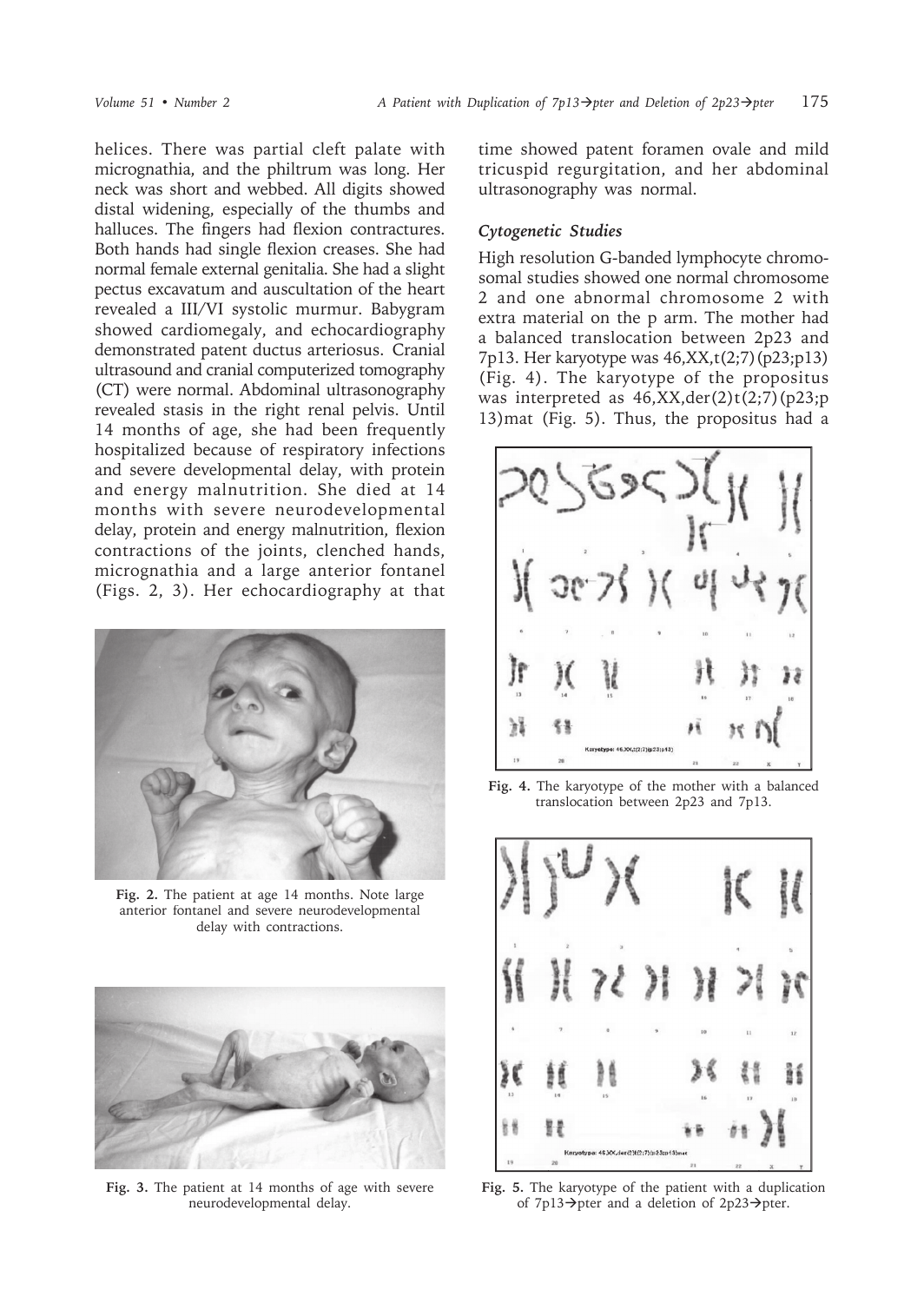helices. There was partial cleft palate with micrognathia, and the philtrum was long. Her neck was short and webbed. All digits showed distal widening, especially of the thumbs and halluces. The fingers had flexion contractures. Both hands had single flexion creases. She had normal female external genitalia. She had a slight pectus excavatum and auscultation of the heart revealed a III/VI systolic murmur. Babygram showed cardiomegaly, and echocardiography demonstrated patent ductus arteriosus. Cranial ultrasound and cranial computerized tomography (CT) were normal. Abdominal ultrasonography revealed stasis in the right renal pelvis. Until 14 months of age, she had been frequently hospitalized because of respiratory infections and severe developmental delay, with protein and energy malnutrition. She died at 14 months with severe neurodevelopmental delay, protein and energy malnutrition, flexion contractions of the joints, clenched hands, micrognathia and a large anterior fontanel (Figs. 2, 3). Her echocardiography at that time showed patent foramen ovale and mild tricuspid regurgitation, and her abdominal ultrasonography was normal.

Fig. 2. The patient at age 14 months. Note large anterior fontanel and severe neurodevelopmental delay with contractions.

Fig. 3. The patient at 14 months of age with severe neurodevelopmental delay.

### *Cytogenetic Studies*

High resolution G-banded lymphocyte chromosomal studies showed one normal chromosome 2 and one abnormal chromosome 2 with extra material on the p arm. The mother had a balanced translocation between 2p23 and 7p13. Her karyotype was 46,XX,t(2;7)(p23;p13) (Fig. 4). The karyotype of the propositus was interpreted as 46,XX,der(2)t(2;7)(p23;p13)mat (Fig. 5). Thus, the propositus had a

Fig. 4. The karyotype of the mother with a balanced translocation between 2p23 and 7p13.

Fig. 5. The karyotype of the patient with a duplication of 7p13→pter and a deletion of 2p23→pter.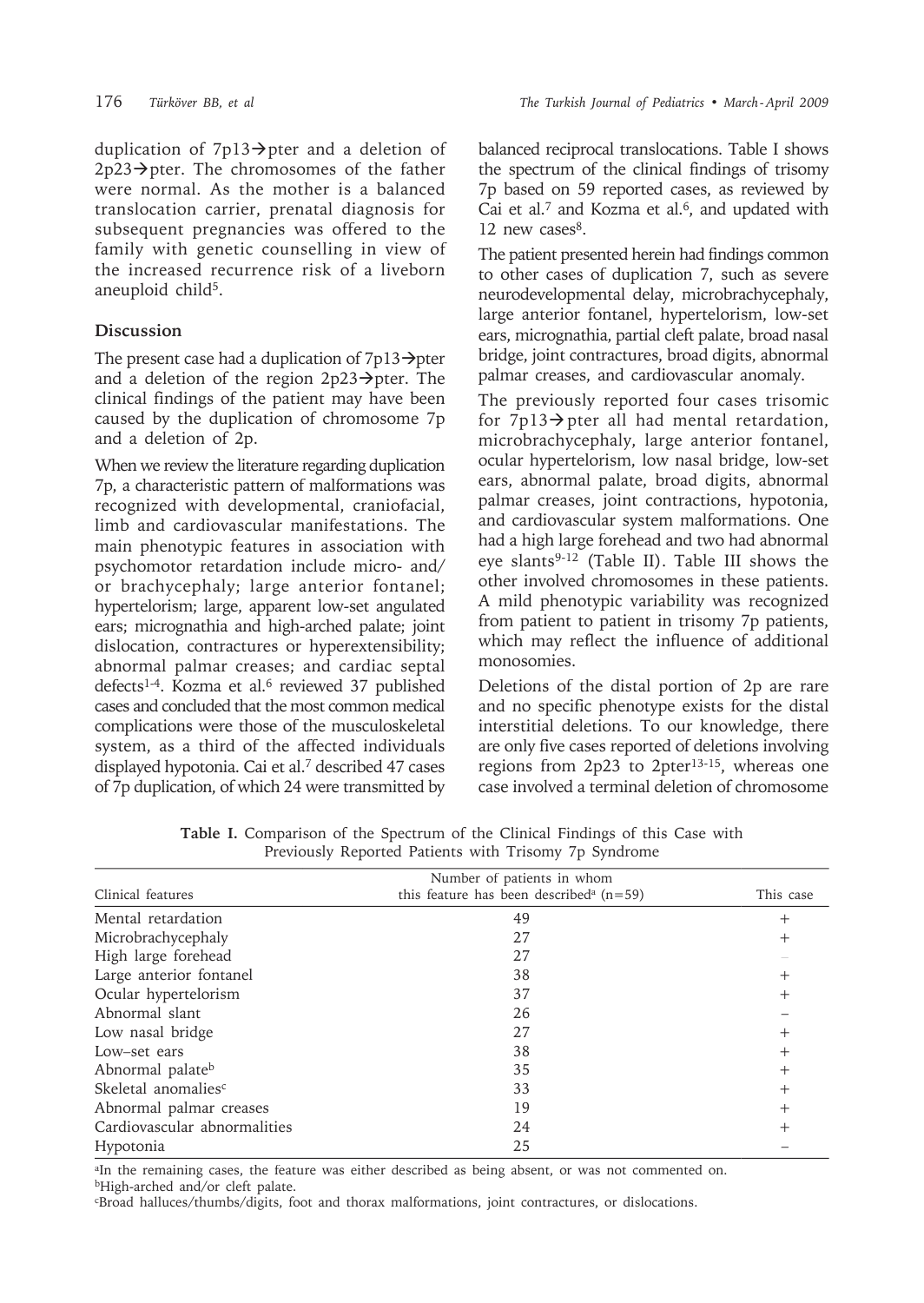duplication of 7p13→pter and a deletion of 2p23→pter. The chromosomes of the father were normal. As the mother is a balanced translocation carrier, prenatal diagnosis for subsequent pregnancies was offered to the family with genetic counselling in view of the increased recurrence risk of a liveborn aneuploid child[5].

## Discussion

The present case had a duplication of 7p13→pter and a deletion of the region 2p23→pter. The clinical findings of the patient may have been caused by the duplication of chromosome 7p and a deletion of 2p.

When we review the literature regarding duplication 7p, a characteristic pattern of malformations was recognized with developmental, craniofacial, limb and cardiovascular manifestations. The main phenotypic features in association with psychomotor retardation include micro- and/or brachycephaly; large anterior fontanel; hypertelorism; large, apparent low-set angulated ears; micrognathia and high-arched palate; joint dislocation, contractures or hyperextensibility; abnormal palmar creases; and cardiac septal defects[1-4]. Kozma et al.[6] reviewed 37 published cases and concluded that the most common medical complications were those of the musculoskeletal system, as a third of the affected individuals displayed hypotonia. Cai et al.[7] described 47 cases of 7p duplication, of which 24 were transmitted by balanced reciprocal translocations. Table I shows the spectrum of the clinical findings of trisomy 7p based on 59 reported cases, as reviewed by Cai et al.[7] and Kozma et al.[6], and updated with 12 new cases[8].

The patient presented herein had findings common to other cases of duplication 7, such as severe neurodevelopmental delay, microbrachycephaly, large anterior fontanel, hypertelorism, low-set ears, micrognathia, partial cleft palate, broad nasal bridge, joint contractures, broad digits, abnormal palmar creases, and cardiovascular anomaly.

The previously reported four cases trisomic for 7p13→pter all had mental retardation, microbrachycephaly, large anterior fontanel, ocular hypertelorism, low nasal bridge, low-set ears, abnormal palate, broad digits, abnormal palmar creases, joint contractions, hypotonia, and cardiovascular system malformations. One had a high large forehead and two had abnormal eye slants[9-12] (Table II). Table III shows the other involved chromosomes in these patients. A mild phenotypic variability was recognized from patient to patient in trisomy 7p patients, which may reflect the influence of additional monosomies.

Deletions of the distal portion of 2p are rare and no specific phenotype exists for the distal interstitial deletions. To our knowledge, there are only five cases reported of deletions involving regions from 2p23 to 2pter[13-15], whereas one case involved a terminal deletion of chromosome

**Table I.** Comparison of the Spectrum of the Clinical Findings of this Case with Previously Reported Patients with Trisomy 7p Syndrome

| Clinical features | Number of patients in whom this feature has been described[a] (n=59) | This case |
|---|---|---|
| Mental retardation | 49 | + |
| Microbrachycephaly | 27 | + |
| High large forehead | 27 | – |
| Large anterior fontanel | 38 | + |
| Ocular hypertelorism | 37 | + |
| Abnormal slant | 26 | – |
| Low nasal bridge | 27 | + |
| Low–set ears | 38 | + |
| Abnormal palate[b] | 35 | + |
| Skeletal anomalies[c] | 33 | + |
| Abnormal palmar creases | 19 | + |
| Cardiovascular abnormalities | 24 | + |
| Hypotonia | 25 | – |

[a]In the remaining cases, the feature was either described as being absent, or was not commented on.
[b]High-arched and/or cleft palate.
[c]Broad halluces/thumbs/digits, foot and thorax malformations, joint contractures, or dislocations.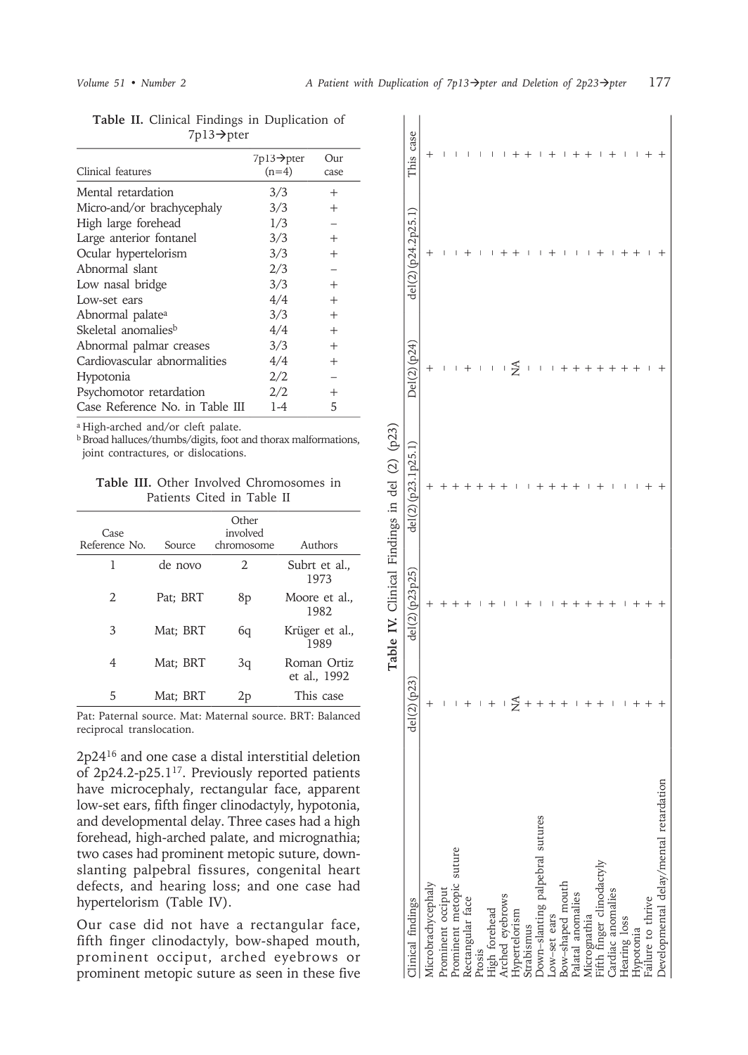**Table II.** Clinical Findings in Duplication of 7p13→pter

| Clinical features | 7p13→pter (n=4) | Our case |
|---|---|---|
| Mental retardation | 3/3 | + |
| Micro-and/or brachycephaly | 3/3 | + |
| High large forehead | 1/3 | – |
| Large anterior fontanel | 3/3 | + |
| Ocular hypertelorism | 3/3 | + |
| Abnormal slant | 2/3 | – |
| Low nasal bridge | 3/3 | + |
| Low-set ears | 4/4 | + |
| Abnormal palate[a] | 3/3 | + |
| Skeletal anomalies[b] | 4/4 | + |
| Abnormal palmar creases | 3/3 | + |
| Cardiovascular abnormalities | 4/4 | + |
| Hypotonia | 2/2 | – |
| Psychomotor retardation | 2/2 | + |
| Case Reference No. in Table III | 1-4 | 5 |

[a] High-arched and/or cleft palate.
[b] Broad halluces/thumbs/digits, foot and thorax malformations, joint contractures, or dislocations.

**Table III.** Other Involved Chromosomes in Patients Cited in Table II

| Case Reference No. | Source | Other involved chromosome | Authors |
|---|---|---|---|
| 1 | de novo | 2 | Subrt et al., 1973 |
| 2 | Pat; BRT | 8p | Moore et al., 1982 |
| 3 | Mat; BRT | 6q | Krüger et al., 1989 |
| 4 | Mat; BRT | 3q | Roman Ortiz et al., 1992 |
| 5 | Mat; BRT | 2p | This case |

Pat: Paternal source. Mat: Maternal source. BRT: Balanced reciprocal translocation.

2p24[16] and one case a distal interstitial deletion of 2p24.2-p25.1[17]. Previously reported patients have microcephaly, rectangular face, apparent low-set ears, fifth finger clinodactyly, hypotonia, and developmental delay. Three cases had a high forehead, high-arched palate, and micrognathia; two cases had prominent metopic suture, down-slanting palpebral fissures, congenital heart defects, and hearing loss; and one case had hypertelorism (Table IV).

Our case did not have a rectangular face, fifth finger clinodactyly, bow-shaped mouth, prominent occiput, arched eyebrows or prominent metopic suture as seen in these five

**Table IV.** Clinical Findings in del (2) (p23)

| Clinical findings | del(2)(p23) | del(2)(p23p25) | del(2)(p23.1p25.1) | Del(2)(p24) | del(2)(p24.2p25.1) | This case |
|---|---|---|---|---|---|---|
| Microbrachycephaly | + | + | + | + | + | + |
| Prominent occiput | – | + | + | – | – | – |
| Prominent metopic suture | – | + | + | – | – | – |
| Rectangular face | + | + | + | + | + | – |
| Ptosis | – | – | + | – | – | – |
| High forehead | + | + | + | – | – | – |
| Arched eyebrows | – | – | + | – | + | – |
| Hypertelorism | NA | – | – | NA | + | + |
| Strabismus | + | + | – | – | – | + |
| Down-slanting palpebral sutures | + | – | + | – | – | – |
| Low-set ears | + | + | + | + | + | + |
| Bow-shaped mouth | + | + | + | + | – | – |
| Palatal anomalies | – | + | + | + | – | + |
| Micrognathia | + | + | – | + | – | + |
| Fifth finger clinodactyly | + | + | + | + | + | – |
| Cardiac anomalies | – | + | – | + | – | + |
| Hearing loss | – | – | – | + | + | – |
| Hypotonia | + | + | – | + | + | – |
| Failure to thrive | + | + | + | – | – | + |
| Developmental delay/mental retardation | + | + | + | + | + | + |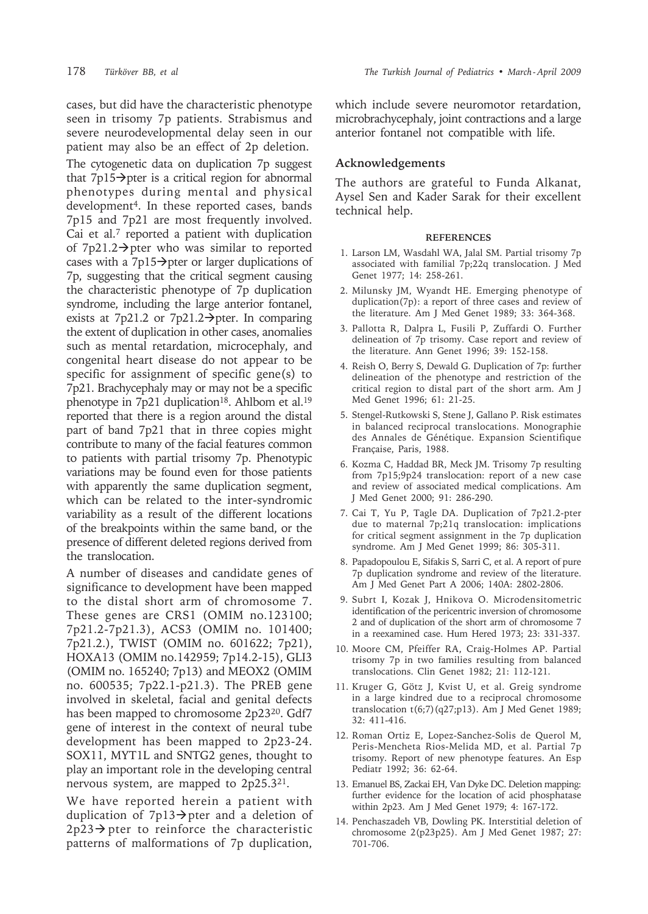cases, but did have the characteristic phenotype seen in trisomy 7p patients. Strabismus and severe neurodevelopmental delay seen in our patient may also be an effect of 2p deletion.

The cytogenetic data on duplication 7p suggest that 7p15→pter is a critical region for abnormal phenotypes during mental and physical development[4]. In these reported cases, bands 7p15 and 7p21 are most frequently involved. Cai et al.[7] reported a patient with duplication of 7p21.2→pter who was similar to reported cases with a 7p15→pter or larger duplications of 7p, suggesting that the critical segment causing the characteristic phenotype of 7p duplication syndrome, including the large anterior fontanel, exists at 7p21.2 or 7p21.2→pter. In comparing the extent of duplication in other cases, anomalies such as mental retardation, microcephaly, and congenital heart disease do not appear to be specific for assignment of specific gene(s) to 7p21. Brachycephaly may or may not be a specific phenotype in 7p21 duplication[18]. Ahlbom et al.[19] reported that there is a region around the distal part of band 7p21 that in three copies might contribute to many of the facial features common to patients with partial trisomy 7p. Phenotypic variations may be found even for those patients with apparently the same duplication segment, which can be related to the inter-syndromic variability as a result of the different locations of the breakpoints within the same band, or the presence of different deleted regions derived from the translocation.

A number of diseases and candidate genes of significance to development have been mapped to the distal short arm of chromosome 7. These genes are CRS1 (OMIM no.123100; 7p21.2-7p21.3), ACS3 (OMIM no. 101400; 7p21.2.), TWIST (OMIM no. 601622; 7p21), HOXA13 (OMIM no.142959; 7p14.2-15), GLI3 (OMIM no. 165240; 7p13) and MEOX2 (OMIM no. 600535; 7p22.1-p21.3). The PREB gene involved in skeletal, facial and genital defects has been mapped to chromosome 2p23[20]. Gdf7 gene of interest in the context of neural tube development has been mapped to 2p23-24. SOX11, MYT1L and SNTG2 genes, thought to play an important role in the developing central nervous system, are mapped to 2p25.3[21].

We have reported herein a patient with duplication of 7p13→pter and a deletion of 2p23→pter to reinforce the characteristic patterns of malformations of 7p duplication, which include severe neuromotor retardation, microbrachycephaly, joint contractions and a large anterior fontanel not compatible with life.

## Acknowledgements

The authors are grateful to Funda Alkanat, Aysel Sen and Kader Sarak for their excellent technical help.

## REFERENCES

1. Larson LM, Wasdahl WA, Jalal SM. Partial trisomy 7p associated with familial 7p;22q translocation. J Med Genet 1977; 14: 258-261.
2. Milunsky JM, Wyandt HE. Emerging phenotype of duplication(7p): a report of three cases and review of the literature. Am J Med Genet 1989; 33: 364-368.
3. Pallotta R, Dalpra L, Fusili P, Zuffardi O. Further delineation of 7p trisomy. Case report and review of the literature. Ann Genet 1996; 39: 152-158.
4. Reish O, Berry S, Dewald G. Duplication of 7p: further delineation of the phenotype and restriction of the critical region to distal part of the short arm. Am J Med Genet 1996; 61: 21-25.
5. Stengel-Rutkowski S, Stene J, Gallano P. Risk estimates in balanced reciprocal translocations. Monographie des Annales de Génétique. Expansion Scientifique Française, Paris, 1988.
6. Kozma C, Haddad BR, Meck JM. Trisomy 7p resulting from 7p15;9p24 translocation: report of a new case and review of associated medical complications. Am J Med Genet 2000; 91: 286-290.
7. Cai T, Yu P, Tagle DA. Duplication of 7p21.2-pter due to maternal 7p;21q translocation: implications for critical segment assignment in the 7p duplication syndrome. Am J Med Genet 1999; 86: 305-311.
8. Papadopoulou E, Sifakis S, Sarri C, et al. A report of pure 7p duplication syndrome and review of the literature. Am J Med Genet Part A 2006; 140A: 2802-2806.
9. Subrt I, Kozak J, Hnikova O. Microdensitometric identification of the pericentric inversion of chromosome 2 and of duplication of the short arm of chromosome 7 in a reexamined case. Hum Hered 1973; 23: 331-337.
10. Moore CM, Pfeiffer RA, Craig-Holmes AP. Partial trisomy 7p in two families resulting from balanced translocations. Clin Genet 1982; 21: 112-121.
11. Kruger G, Götz J, Kvist U, et al. Greig syndrome in a large kindred due to a reciprocal chromosome translocation t(6;7)(q27;p13). Am J Med Genet 1989; 32: 411-416.
12. Roman Ortiz E, Lopez-Sanchez-Solis de Querol M, Peris-Mencheta Rios-Melida MD, et al. Partial 7p trisomy. Report of new phenotype features. An Esp Pediatr 1992; 36: 62-64.
13. Emanuel BS, Zackai EH, Van Dyke DC. Deletion mapping: further evidence for the location of acid phosphatase within 2p23. Am J Med Genet 1979; 4: 167-172.
14. Penchaszadeh VB, Dowling PK. Interstitial deletion of chromosome 2(p23p25). Am J Med Genet 1987; 27: 701-706.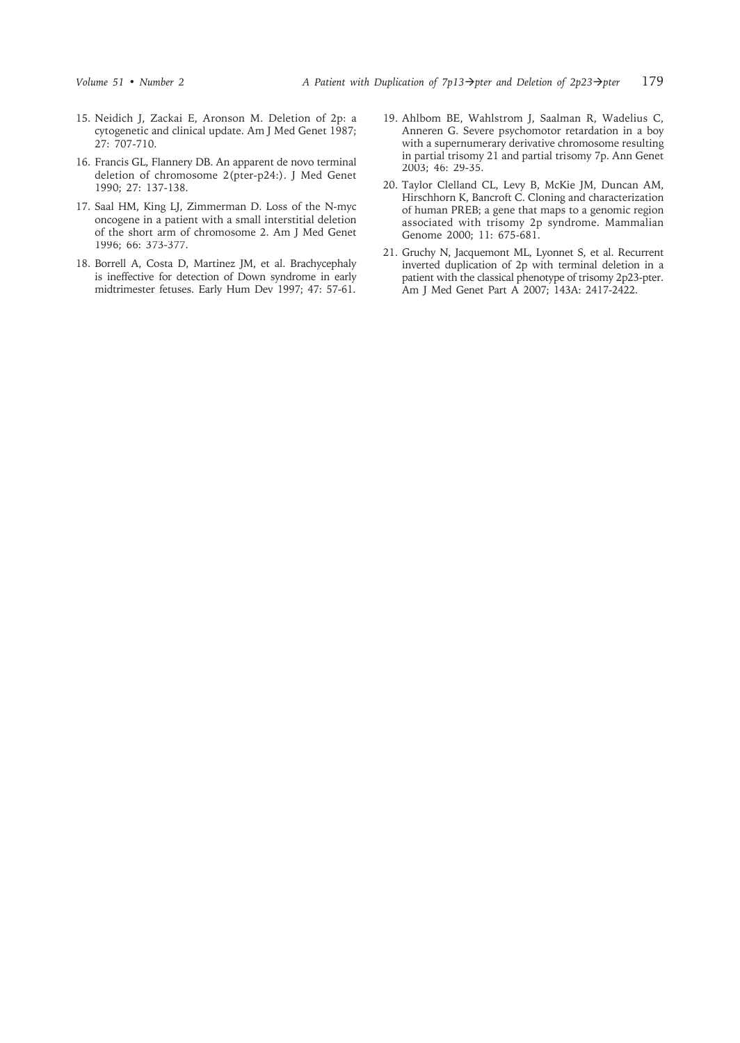15. Neidich J, Zackai E, Aronson M. Deletion of 2p: a cytogenetic and clinical update. Am J Med Genet 1987; 27: 707-710.
16. Francis GL, Flannery DB. An apparent de novo terminal deletion of chromosome 2(pter-p24:). J Med Genet 1990; 27: 137-138.
17. Saal HM, King LJ, Zimmerman D. Loss of the N-myc oncogene in a patient with a small interstitial deletion of the short arm of chromosome 2. Am J Med Genet 1996; 66: 373-377.
18. Borrell A, Costa D, Martinez JM, et al. Brachycephaly is ineffective for detection of Down syndrome in early midtrimester fetuses. Early Hum Dev 1997; 47: 57-61.
19. Ahlbom BE, Wahlstrom J, Saalman R, Wadelius C, Anneren G. Severe psychomotor retardation in a boy with a supernumerary derivative chromosome resulting in partial trisomy 21 and partial trisomy 7p. Ann Genet 2003; 46: 29-35.
20. Taylor Clelland CL, Levy B, McKie JM, Duncan AM, Hirschhorn K, Bancroft C. Cloning and characterization of human PREB; a gene that maps to a genomic region associated with trisomy 2p syndrome. Mammalian Genome 2000; 11: 675-681.
21. Gruchy N, Jacquemont ML, Lyonnet S, et al. Recurrent inverted duplication of 2p with terminal deletion in a patient with the classical phenotype of trisomy 2p23-pter. Am J Med Genet Part A 2007; 143A: 2417-2422.